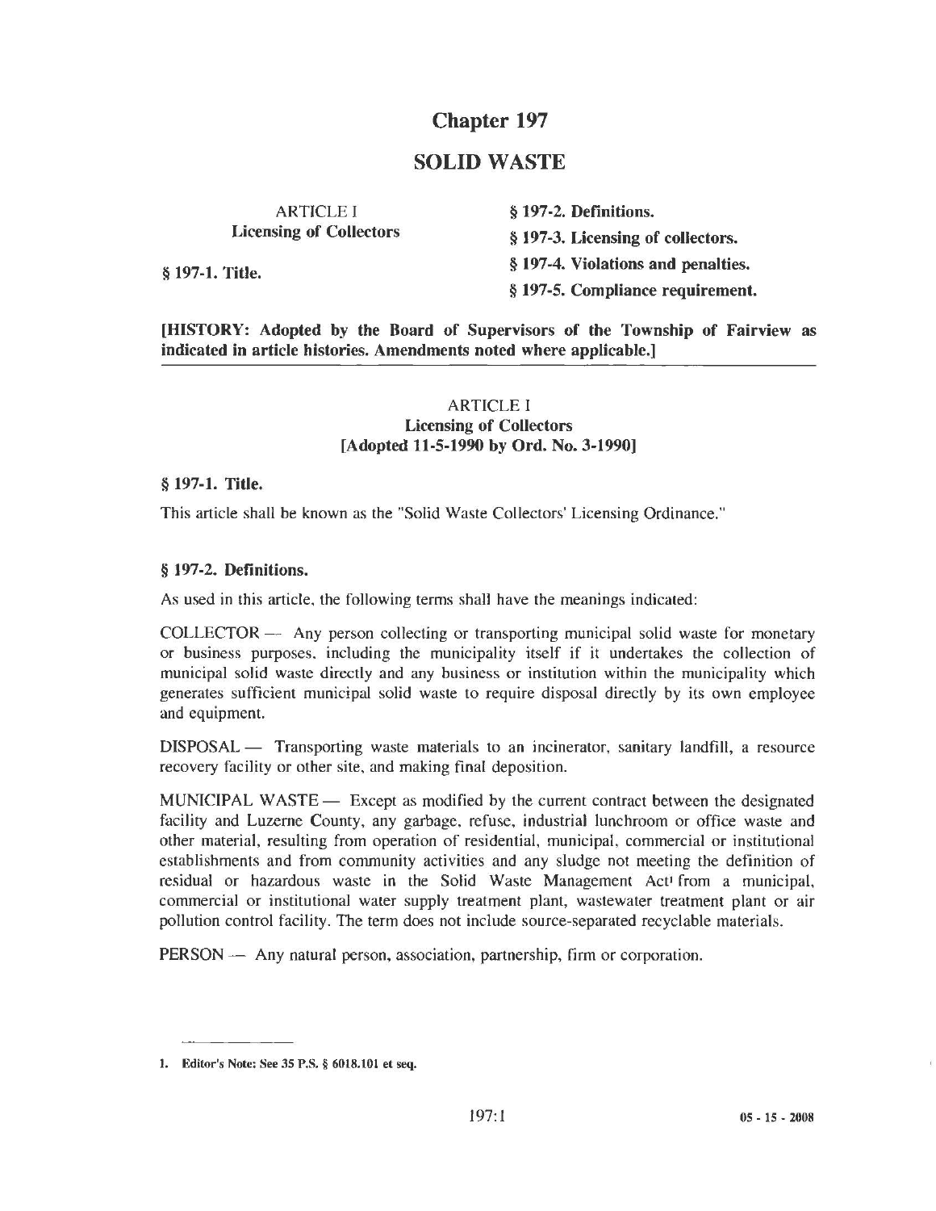# Chapter 197

# SOLID WASTE

**ARTICLE I**
**Licensing of Collectors**

**§ 197-1. Title.**

**§ 197-2. Definitions.**

**§ 197-3. Licensing of collectors.**

**§ 197-4. Violations and penalties.**

**§ 197-5. Compliance requirement.**

**[HISTORY: Adopted by the Board of Supervisors of the Township of Fairview as indicated in article histories. Amendments noted where applicable.]**

---

## ARTICLE I
## Licensing of Collectors
## [Adopted 11-5-1990 by Ord. No. 3-1990]

### § 197-1. Title.

This article shall be known as the "Solid Waste Collectors' Licensing Ordinance."

### § 197-2. Definitions.

As used in this article, the following terms shall have the meanings indicated:

COLLECTOR — Any person collecting or transporting municipal solid waste for monetary or business purposes, including the municipality itself if it undertakes the collection of municipal solid waste directly and any business or institution within the municipality which generates sufficient municipal solid waste to require disposal directly by its own employee and equipment.

DISPOSAL — Transporting waste materials to an incinerator, sanitary landfill, a resource recovery facility or other site, and making final deposition.

MUNICIPAL WASTE — Except as modified by the current contract between the designated facility and Luzerne County, any garbage, refuse, industrial lunchroom or office waste and other material, resulting from operation of residential, municipal, commercial or institutional establishments and from community activities and any sludge not meeting the definition of residual or hazardous waste in the Solid Waste Management Act[1] from a municipal, commercial or institutional water supply treatment plant, wastewater treatment plant or air pollution control facility. The term does not include source-separated recyclable materials.

PERSON — Any natural person, association, partnership, firm or corporation.

---

1. **Editor's Note: See 35 P.S. § 6018.101 et seq.**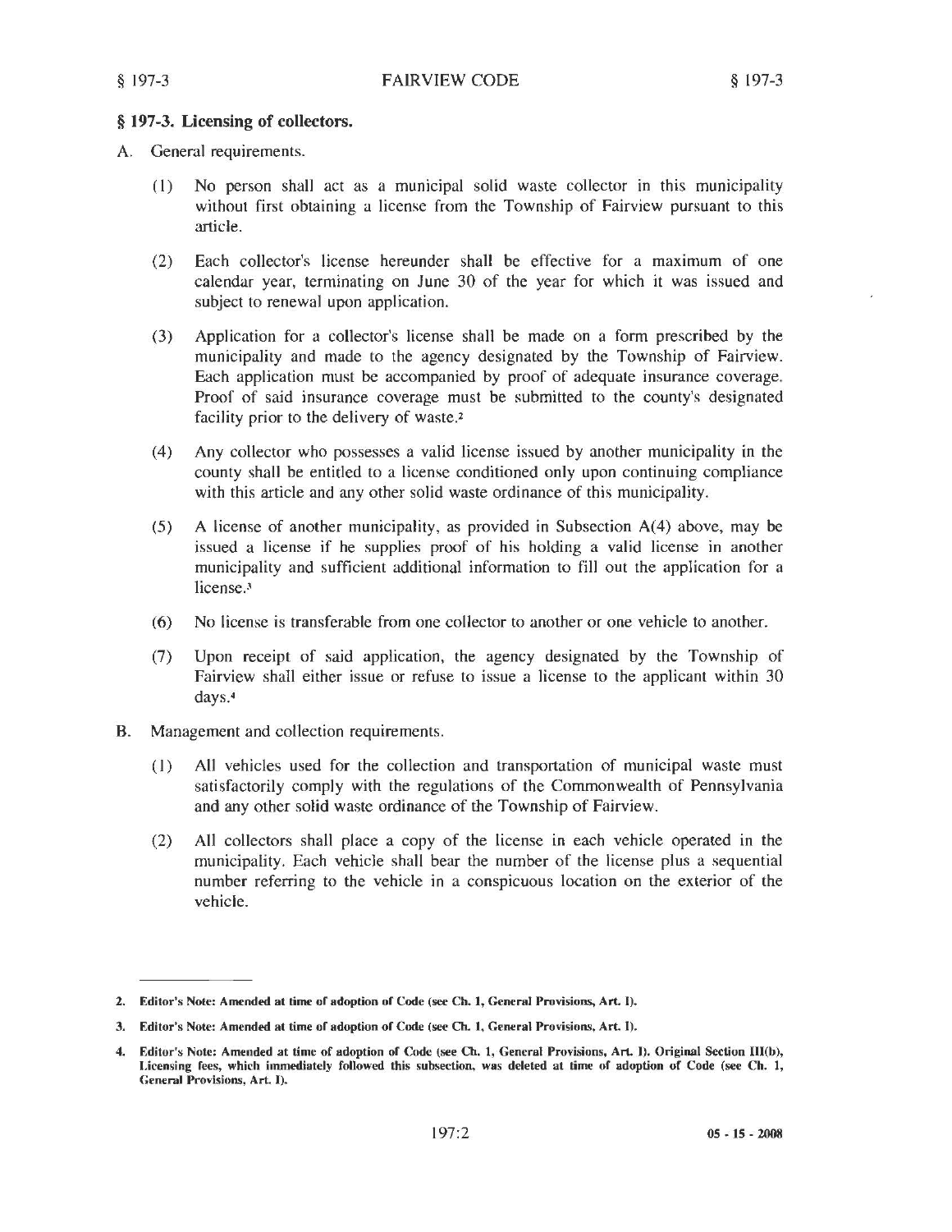## § 197-3. Licensing of collectors.

A. General requirements.

(1) No person shall act as a municipal solid waste collector in this municipality without first obtaining a license from the Township of Fairview pursuant to this article.

(2) Each collector's license hereunder shall be effective for a maximum of one calendar year, terminating on June 30 of the year for which it was issued and subject to renewal upon application.

(3) Application for a collector's license shall be made on a form prescribed by the municipality and made to the agency designated by the Township of Fairview. Each application must be accompanied by proof of adequate insurance coverage. Proof of said insurance coverage must be submitted to the county's designated facility prior to the delivery of waste.[2]

(4) Any collector who possesses a valid license issued by another municipality in the county shall be entitled to a license conditioned only upon continuing compliance with this article and any other solid waste ordinance of this municipality.

(5) A license of another municipality, as provided in Subsection A(4) above, may be issued a license if he supplies proof of his holding a valid license in another municipality and sufficient additional information to fill out the application for a license.[3]

(6) No license is transferable from one collector to another or one vehicle to another.

(7) Upon receipt of said application, the agency designated by the Township of Fairview shall either issue or refuse to issue a license to the applicant within 30 days.[4]

B. Management and collection requirements.

(1) All vehicles used for the collection and transportation of municipal waste must satisfactorily comply with the regulations of the Commonwealth of Pennsylvania and any other solid waste ordinance of the Township of Fairview.

(2) All collectors shall place a copy of the license in each vehicle operated in the municipality. Each vehicle shall bear the number of the license plus a sequential number referring to the vehicle in a conspicuous location on the exterior of the vehicle.

---

**2. Editor's Note: Amended at time of adoption of Code (see Ch. 1, General Provisions, Art. I).**

**3. Editor's Note: Amended at time of adoption of Code (see Ch. 1, General Provisions, Art. I).**

**4. Editor's Note: Amended at time of adoption of Code (see Ch. 1, General Provisions, Art. I). Original Section III(b), Licensing fees, which immediately followed this subsection, was deleted at time of adoption of Code (see Ch. 1, General Provisions, Art. I).**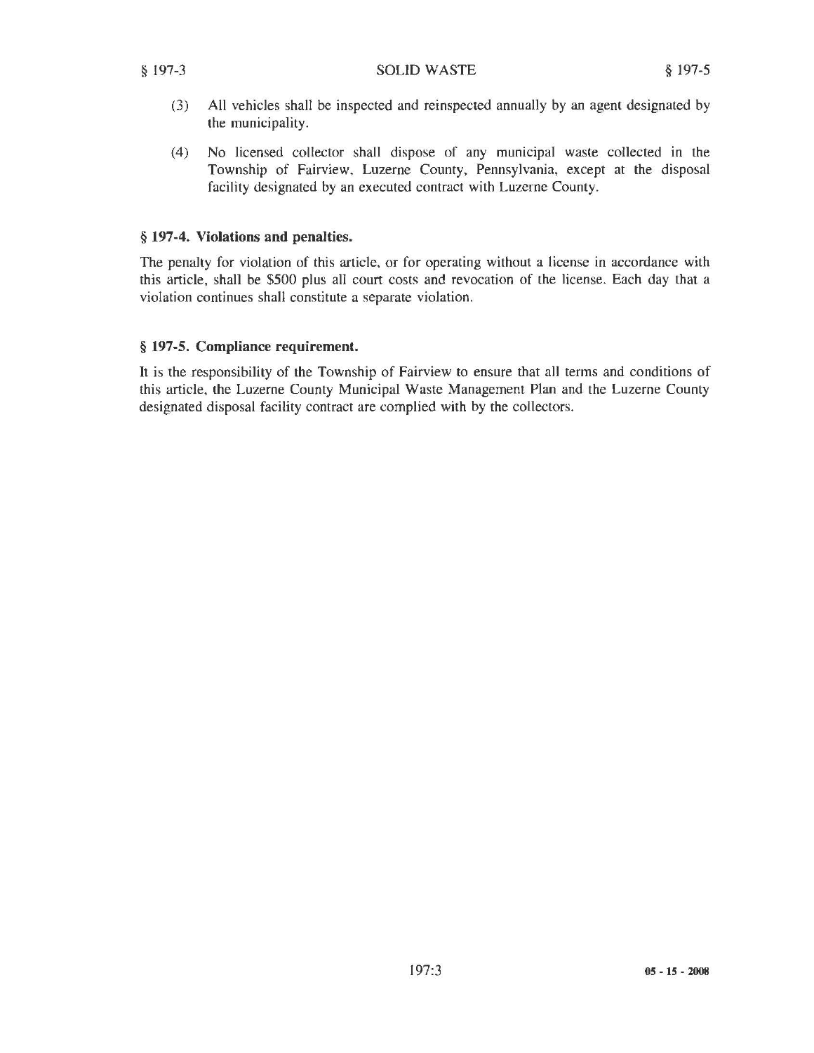(3) All vehicles shall be inspected and reinspected annually by an agent designated by the municipality.

(4) No licensed collector shall dispose of any municipal waste collected in the Township of Fairview, Luzerne County, Pennsylvania, except at the disposal facility designated by an executed contract with Luzerne County.

### § 197-4. Violations and penalties.

The penalty for violation of this article, or for operating without a license in accordance with this article, shall be $500 plus all court costs and revocation of the license. Each day that a violation continues shall constitute a separate violation.

### § 197-5. Compliance requirement.

It is the responsibility of the Township of Fairview to ensure that all terms and conditions of this article, the Luzerne County Municipal Waste Management Plan and the Luzerne County designated disposal facility contract are complied with by the collectors.